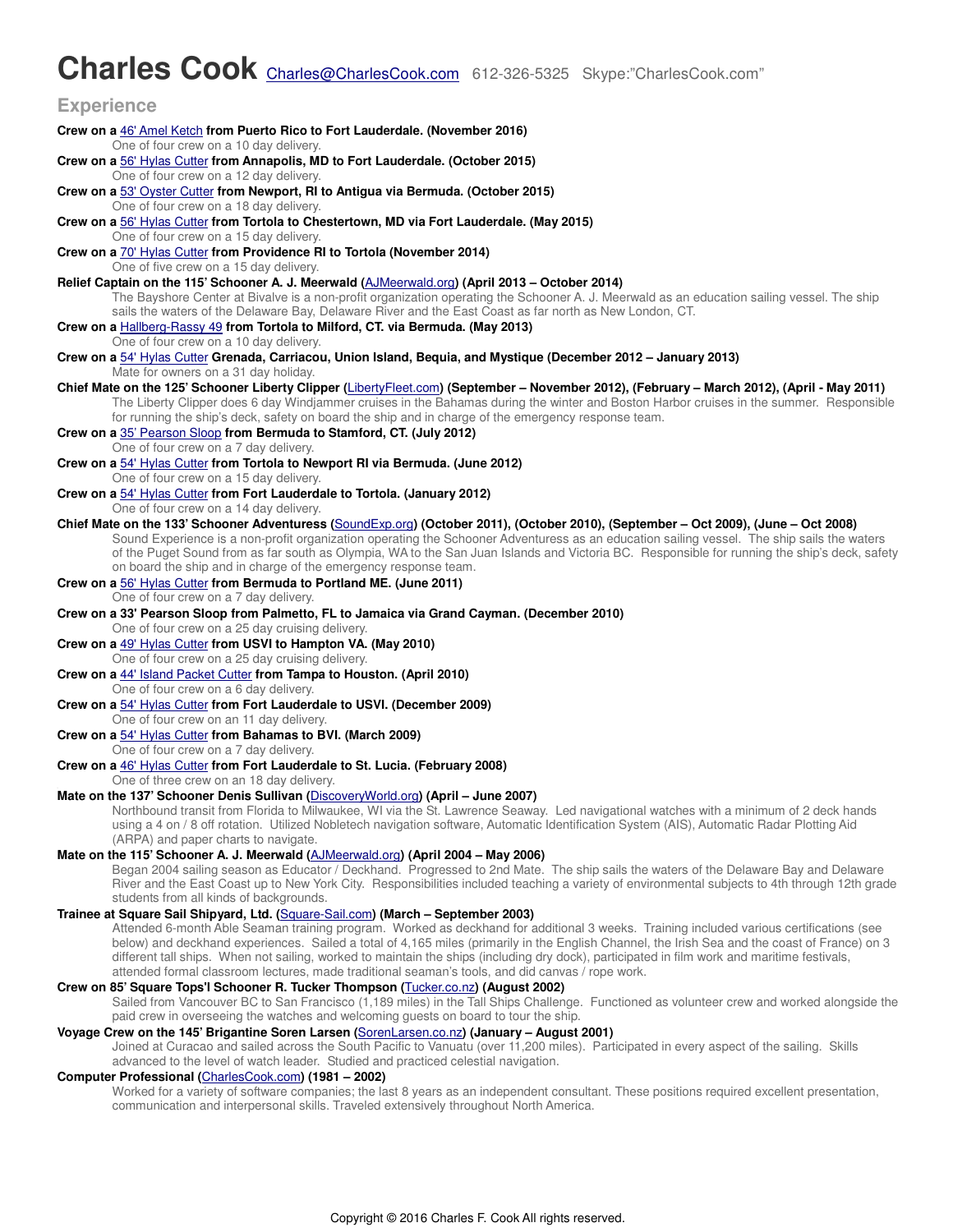# Charles Cook [Charles@CharlesCook.com](mailto:Charles@CharlesCook.com) 612-326-5325 Skype:"CharlesCook.com"

## Experience

**Crew on a 46' Amel Ketch from Puerto Rico to Fort Lauderdale. (November 2016)**
One of four crew on a 10 day delivery.

**Crew on a 56' Hylas Cutter from Annapolis, MD to Fort Lauderdale. (October 2015)**
One of four crew on a 12 day delivery.

**Crew on a 53' Oyster Cutter from Newport, RI to Antigua via Bermuda. (October 2015)**
One of four crew on a 18 day delivery.

**Crew on a 56' Hylas Cutter from Tortola to Chestertown, MD via Fort Lauderdale. (May 2015)**
One of four crew on a 15 day delivery.

**Crew on a 70' Hylas Cutter from Providence RI to Tortola (November 2014)**
One of five crew on a 15 day delivery.

**Relief Captain on the 115' Schooner A. J. Meerwald (AJMeerwald.org) (April 2013 – October 2014)**
The Bayshore Center at Bivalve is a non-profit organization operating the Schooner A. J. Meerwald as an education sailing vessel. The ship sails the waters of the Delaware Bay, Delaware River and the East Coast as far north as New London, CT.

**Crew on a Hallberg-Rassy 49 from Tortola to Milford, CT. via Bermuda. (May 2013)**
One of four crew on a 10 day delivery.

**Crew on a 54' Hylas Cutter Grenada, Carriacou, Union Island, Bequia, and Mystique (December 2012 – January 2013)**
Mate for owners on a 31 day holiday.

**Chief Mate on the 125' Schooner Liberty Clipper (LibertyFleet.com) (September – November 2012), (February – March 2012), (April - May 2011)**
The Liberty Clipper does 6 day Windjammer cruises in the Bahamas during the winter and Boston Harbor cruises in the summer. Responsible for running the ship's deck, safety on board the ship and in charge of the emergency response team.

**Crew on a 35' Pearson Sloop from Bermuda to Stamford, CT. (July 2012)**
One of four crew on a 7 day delivery.

**Crew on a 54' Hylas Cutter from Tortola to Newport RI via Bermuda. (June 2012)**
One of four crew on a 15 day delivery.

**Crew on a 54' Hylas Cutter from Fort Lauderdale to Tortola. (January 2012)**
One of four crew on a 14 day delivery.

**Chief Mate on the 133' Schooner Adventuress (SoundExp.org) (October 2011), (October 2010), (September – Oct 2009), (June – Oct 2008)**
Sound Experience is a non-profit organization operating the Schooner Adventuress as an education sailing vessel. The ship sails the waters of the Puget Sound from as far south as Olympia, WA to the San Juan Islands and Victoria BC. Responsible for running the ship's deck, safety on board the ship and in charge of the emergency response team.

**Crew on a 56' Hylas Cutter from Bermuda to Portland ME. (June 2011)**
One of four crew on a 7 day delivery.

**Crew on a 33' Pearson Sloop from Palmetto, FL to Jamaica via Grand Cayman. (December 2010)**
One of four crew on a 25 day cruising delivery.

**Crew on a 49' Hylas Cutter from USVI to Hampton VA. (May 2010)**
One of four crew on a 25 day cruising delivery.

**Crew on a 44' Island Packet Cutter from Tampa to Houston. (April 2010)**
One of four crew on a 6 day delivery.

**Crew on a 54' Hylas Cutter from Fort Lauderdale to USVI. (December 2009)**
One of four crew on an 11 day delivery.

**Crew on a 54' Hylas Cutter from Bahamas to BVI. (March 2009)**
One of four crew on a 7 day delivery.

**Crew on a 46' Hylas Cutter from Fort Lauderdale to St. Lucia. (February 2008)**
One of three crew on an 18 day delivery.

**Mate on the 137' Schooner Denis Sullivan (DiscoveryWorld.org) (April – June 2007)**
Northbound transit from Florida to Milwaukee, WI via the St. Lawrence Seaway. Led navigational watches with a minimum of 2 deck hands using a 4 on / 8 off rotation. Utilized Nobletech navigation software, Automatic Identification System (AIS), Automatic Radar Plotting Aid (ARPA) and paper charts to navigate.

**Mate on the 115' Schooner A. J. Meerwald (AJMeerwald.org) (April 2004 – May 2006)**
Began 2004 sailing season as Educator / Deckhand. Progressed to 2nd Mate. The ship sails the waters of the Delaware Bay and Delaware River and the East Coast up to New York City. Responsibilities included teaching a variety of environmental subjects to 4th through 12th grade students from all kinds of backgrounds.

**Trainee at Square Sail Shipyard, Ltd. (Square-Sail.com) (March – September 2003)**
Attended 6-month Able Seaman training program. Worked as deckhand for additional 3 weeks. Training included various certifications (see below) and deckhand experiences. Sailed a total of 4,165 miles (primarily in the English Channel, the Irish Sea and the coast of France) on 3 different tall ships. When not sailing, worked to maintain the ships (including dry dock), participated in film work and maritime festivals, attended formal classroom lectures, made traditional seaman's tools, and did canvas / rope work.

**Crew on 85' Square Tops'l Schooner R. Tucker Thompson (Tucker.co.nz) (August 2002)**
Sailed from Vancouver BC to San Francisco (1,189 miles) in the Tall Ships Challenge. Functioned as volunteer crew and worked alongside the paid crew in overseeing the watches and welcoming guests on board to tour the ship.

**Voyage Crew on the 145' Brigantine Soren Larsen (SorenLarsen.co.nz) (January – August 2001)**
Joined at Curacao and sailed across the South Pacific to Vanuatu (over 11,200 miles). Participated in every aspect of the sailing. Skills advanced to the level of watch leader. Studied and practiced celestial navigation.

**Computer Professional (CharlesCook.com) (1981 – 2002)**
Worked for a variety of software companies; the last 8 years as an independent consultant. These positions required excellent presentation, communication and interpersonal skills. Traveled extensively throughout North America.

Copyright © 2016 Charles F. Cook All rights reserved.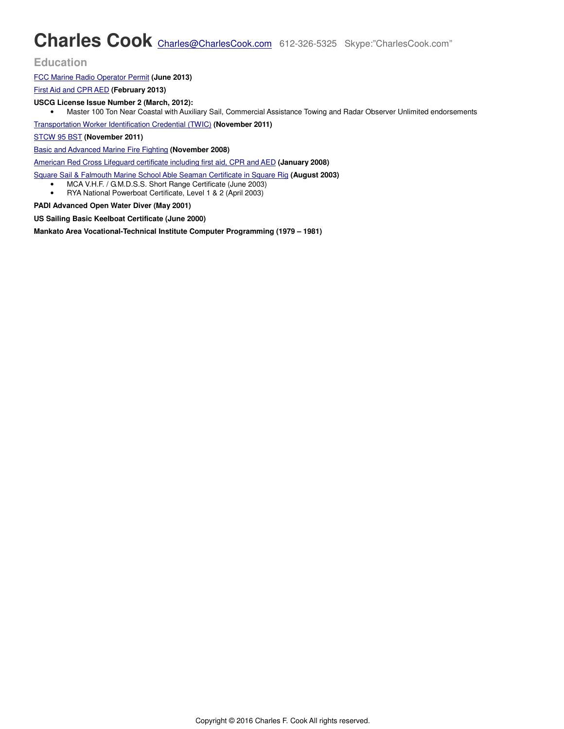# Charles Cook [Charles@CharlesCook.com](mailto:Charles@CharlesCook.com) 612-326-5325 Skype:"CharlesCook.com"

## Education

FCC Marine Radio Operator Permit **(June 2013)**

First Aid and CPR AED **(February 2013)**

**USCG License Issue Number 2 (March, 2012):**

- Master 100 Ton Near Coastal with Auxiliary Sail, Commercial Assistance Towing and Radar Observer Unlimited endorsements

Transportation Worker Identification Credential (TWIC) **(November 2011)**

STCW 95 BST **(November 2011)**

Basic and Advanced Marine Fire Fighting **(November 2008)**

American Red Cross Lifeguard certificate including first aid, CPR and AED **(January 2008)**

Square Sail & Falmouth Marine School Able Seaman Certificate in Square Rig **(August 2003)**

- MCA V.H.F. / G.M.D.S.S. Short Range Certificate (June 2003)
- RYA National Powerboat Certificate, Level 1 & 2 (April 2003)

**PADI Advanced Open Water Diver (May 2001)**

**US Sailing Basic Keelboat Certificate (June 2000)**

**Mankato Area Vocational-Technical Institute Computer Programming (1979 – 1981)**

Copyright © 2016 Charles F. Cook All rights reserved.